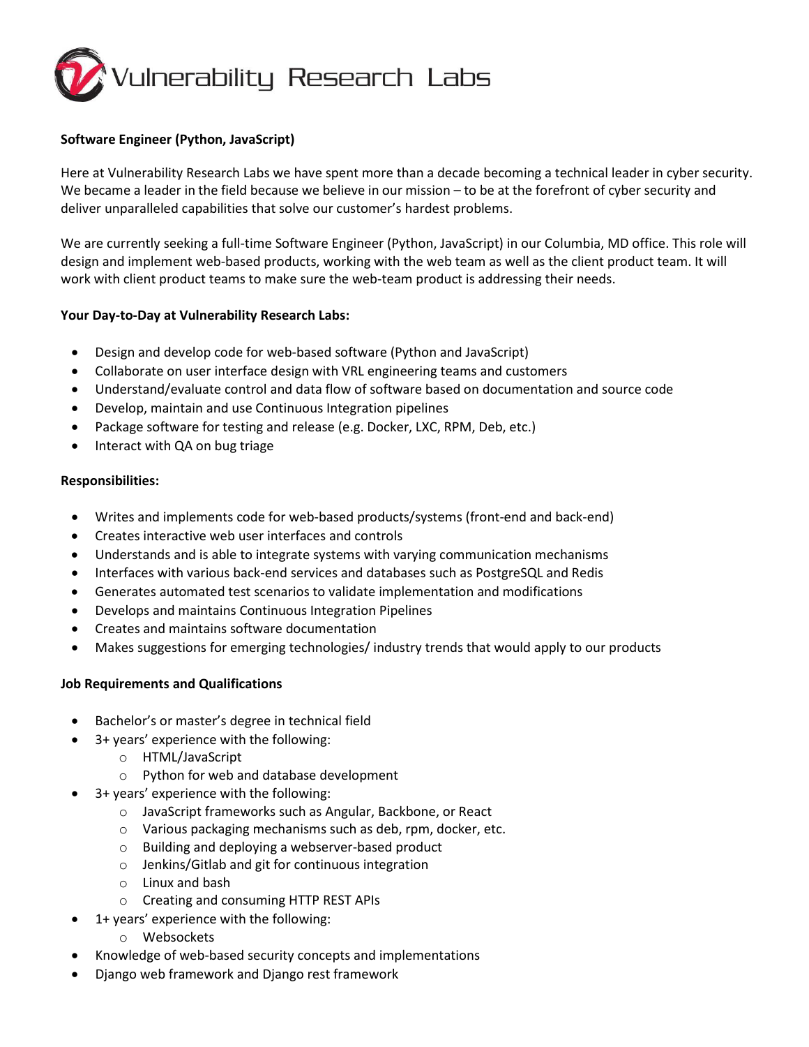Vulnerability Research Labs

**Software Engineer (Python, JavaScript)**

Here at Vulnerability Research Labs we have spent more than a decade becoming a technical leader in cyber security. We became a leader in the field because we believe in our mission – to be at the forefront of cyber security and deliver unparalleled capabilities that solve our customer's hardest problems.

We are currently seeking a full-time Software Engineer (Python, JavaScript) in our Columbia, MD office. This role will design and implement web-based products, working with the web team as well as the client product team. It will work with client product teams to make sure the web-team product is addressing their needs.

**Your Day-to-Day at Vulnerability Research Labs:**

- Design and develop code for web-based software (Python and JavaScript)
- Collaborate on user interface design with VRL engineering teams and customers
- Understand/evaluate control and data flow of software based on documentation and source code
- Develop, maintain and use Continuous Integration pipelines
- Package software for testing and release (e.g. Docker, LXC, RPM, Deb, etc.)
- Interact with QA on bug triage

**Responsibilities:**

- Writes and implements code for web-based products/systems (front-end and back-end)
- Creates interactive web user interfaces and controls
- Understands and is able to integrate systems with varying communication mechanisms
- Interfaces with various back-end services and databases such as PostgreSQL and Redis
- Generates automated test scenarios to validate implementation and modifications
- Develops and maintains Continuous Integration Pipelines
- Creates and maintains software documentation
- Makes suggestions for emerging technologies/ industry trends that would apply to our products

**Job Requirements and Qualifications**

- Bachelor's or master's degree in technical field
- 3+ years' experience with the following:
  - HTML/JavaScript
  - Python for web and database development
- 3+ years' experience with the following:
  - JavaScript frameworks such as Angular, Backbone, or React
  - Various packaging mechanisms such as deb, rpm, docker, etc.
  - Building and deploying a webserver-based product
  - Jenkins/Gitlab and git for continuous integration
  - Linux and bash
  - Creating and consuming HTTP REST APIs
- 1+ years' experience with the following:
  - Websockets
- Knowledge of web-based security concepts and implementations
- Django web framework and Django rest framework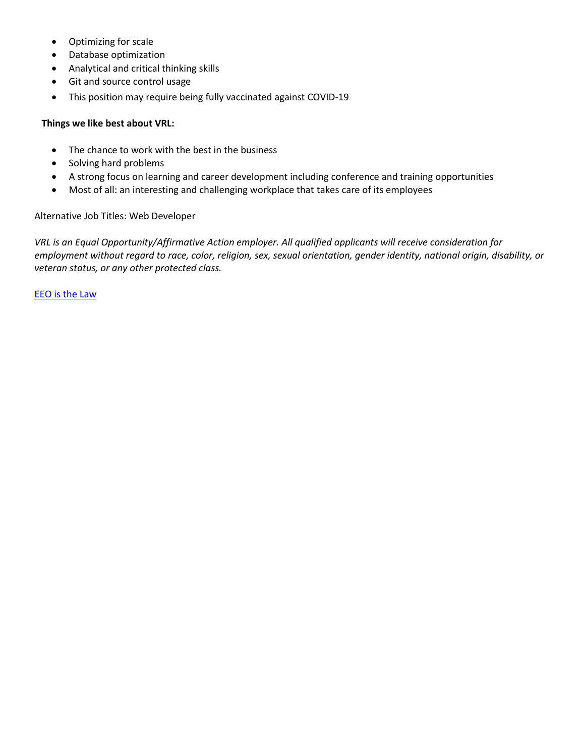- Optimizing for scale
- Database optimization
- Analytical and critical thinking skills
- Git and source control usage
- This position may require being fully vaccinated against COVID-19

**Things we like best about VRL:**

- The chance to work with the best in the business
- Solving hard problems
- A strong focus on learning and career development including conference and training opportunities
- Most of all: an interesting and challenging workplace that takes care of its employees

Alternative Job Titles: Web Developer

*VRL is an Equal Opportunity/Affirmative Action employer. All qualified applicants will receive consideration for employment without regard to race, color, religion, sex, sexual orientation, gender identity, national origin, disability, or veteran status, or any other protected class.*

EEO is the Law